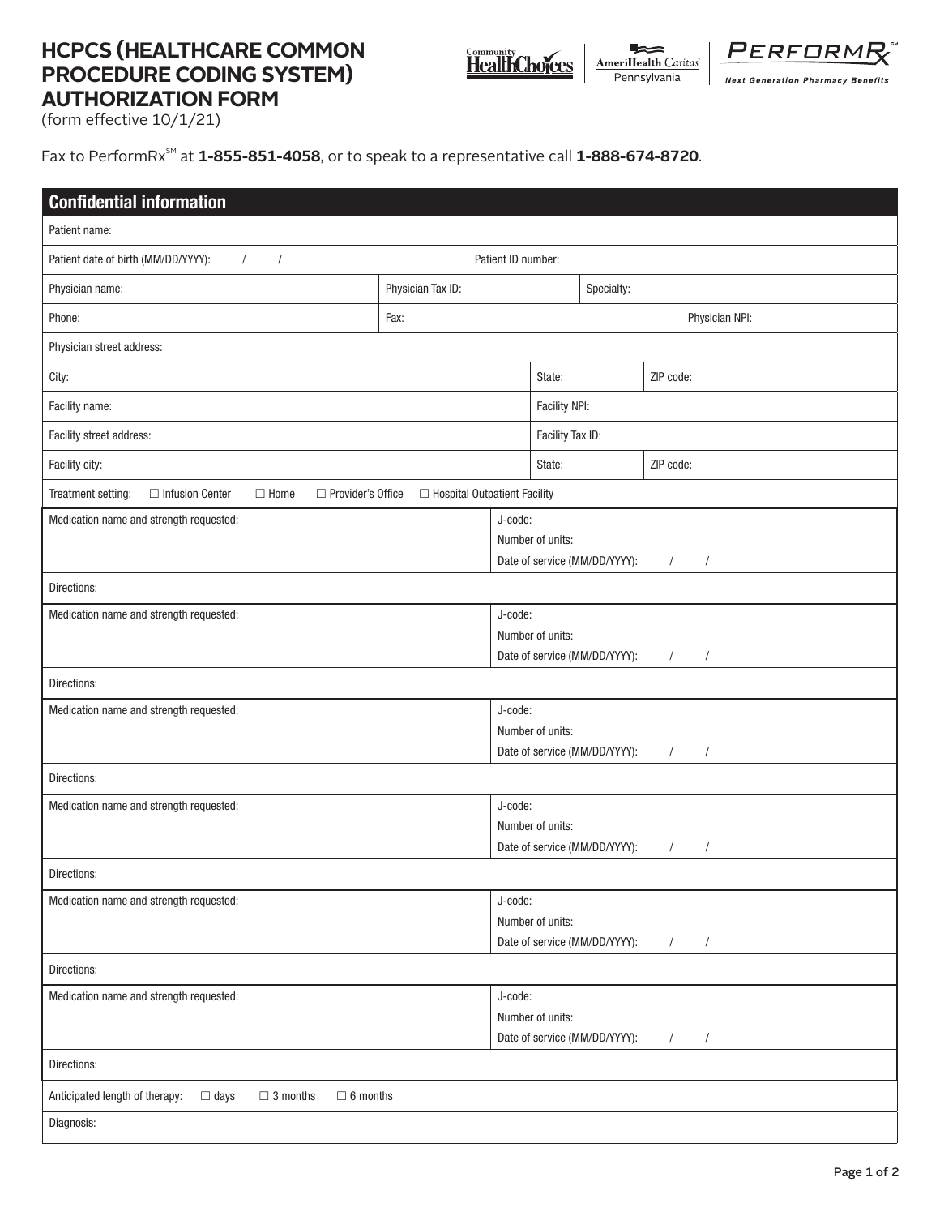# HCPCS (HEALTHCARE COMMON PROCEDURE CODING SYSTEM) AUTHORIZATION FORM

(form effective 10/1/21)

Fax to PerformRx[SM] at **1-855-851-4058**, or to speak to a representative call **1-888-674-8720**.

## Confidential information

| | | | |
|---|---|---|---|
| Patient name: | | | |
| Patient date of birth (MM/DD/YYYY): / / | Patient ID number: | | |
| Physician name: | Physician Tax ID: | Specialty: | |
| Phone: | Fax: | | Physician NPI: |
| Physician street address: | | | |
| City: | State: | ZIP code: | |
| Facility name: | Facility NPI: | | |
| Facility street address: | Facility Tax ID: | | |
| Facility city: | State: | ZIP code: | |
| Treatment setting: ☐ Infusion Center ☐ Home ☐ Provider's Office ☐ Hospital Outpatient Facility | | | |

| | |
|---|---|
| Medication name and strength requested: | J-code:<br>Number of units:<br>Date of service (MM/DD/YYYY): / / |
| Directions: | |
| Medication name and strength requested: | J-code:<br>Number of units:<br>Date of service (MM/DD/YYYY): / / |
| Directions: | |
| Medication name and strength requested: | J-code:<br>Number of units:<br>Date of service (MM/DD/YYYY): / / |
| Directions: | |
| Medication name and strength requested: | J-code:<br>Number of units:<br>Date of service (MM/DD/YYYY): / / |
| Directions: | |
| Medication name and strength requested: | J-code:<br>Number of units:<br>Date of service (MM/DD/YYYY): / / |
| Directions: | |
| Medication name and strength requested: | J-code:<br>Number of units:<br>Date of service (MM/DD/YYYY): / / |
| Directions: | |

Anticipated length of therapy: ☐ days ☐ 3 months ☐ 6 months

Diagnosis: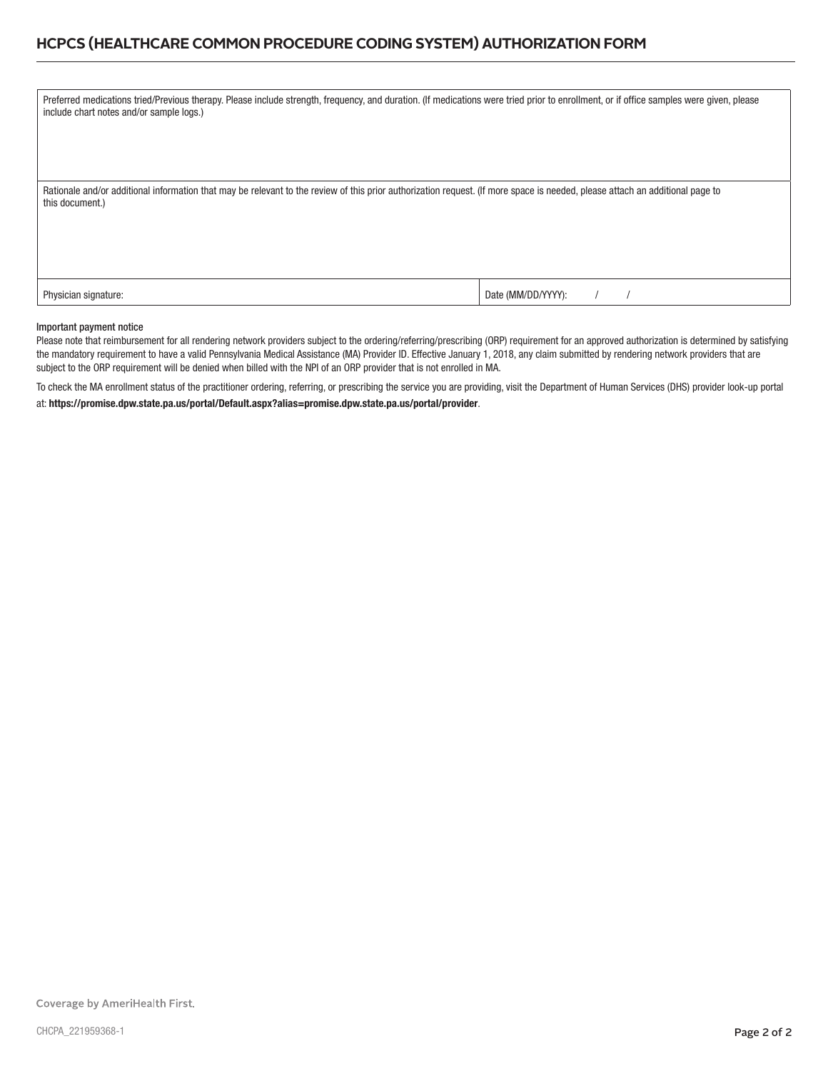## HCPCS (HEALTHCARE COMMON PROCEDURE CODING SYSTEM) AUTHORIZATION FORM

| | |
|---|---|
| Preferred medications tried/Previous therapy. Please include strength, frequency, and duration. (If medications were tried prior to enrollment, or if office samples were given, please include chart notes and/or sample logs.) | |
| Rationale and/or additional information that may be relevant to the review of this prior authorization request. (If more space is needed, please attach an additional page to this document.) | |
| Physician signature: | Date (MM/DD/YYYY): / / |

**Important payment notice**

Please note that reimbursement for all rendering network providers subject to the ordering/referring/prescribing (ORP) requirement for an approved authorization is determined by satisfying the mandatory requirement to have a valid Pennsylvania Medical Assistance (MA) Provider ID. Effective January 1, 2018, any claim submitted by rendering network providers that are subject to the ORP requirement will be denied when billed with the NPI of an ORP provider that is not enrolled in MA.

To check the MA enrollment status of the practitioner ordering, referring, or prescribing the service you are providing, visit the Department of Human Services (DHS) provider look-up portal at: **https://promise.dpw.state.pa.us/portal/Default.aspx?alias=promise.dpw.state.pa.us/portal/provider**.

Coverage by AmeriHealth First.

CHCPA_221959368-1